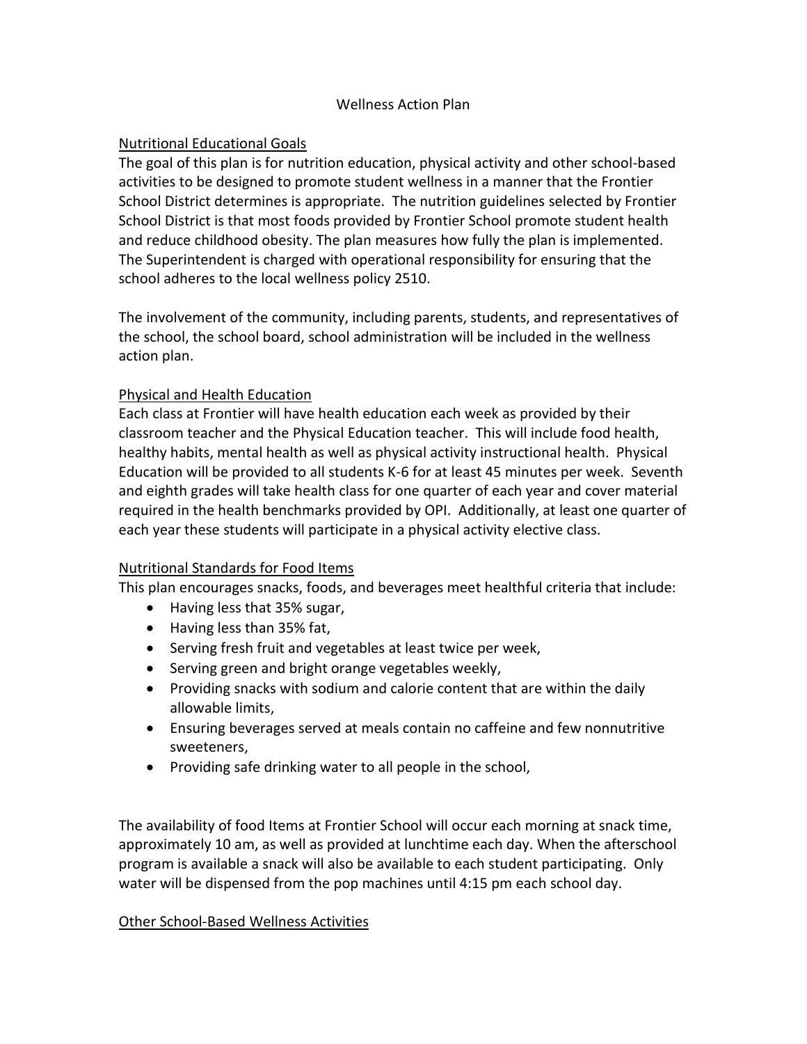# Wellness Action Plan

## Nutritional Educational Goals

The goal of this plan is for nutrition education, physical activity and other school-based activities to be designed to promote student wellness in a manner that the Frontier School District determines is appropriate. The nutrition guidelines selected by Frontier School District is that most foods provided by Frontier School promote student health and reduce childhood obesity. The plan measures how fully the plan is implemented. The Superintendent is charged with operational responsibility for ensuring that the school adheres to the local wellness policy 2510.

The involvement of the community, including parents, students, and representatives of the school, the school board, school administration will be included in the wellness action plan.

## Physical and Health Education

Each class at Frontier will have health education each week as provided by their classroom teacher and the Physical Education teacher. This will include food health, healthy habits, mental health as well as physical activity instructional health. Physical Education will be provided to all students K-6 for at least 45 minutes per week. Seventh and eighth grades will take health class for one quarter of each year and cover material required in the health benchmarks provided by OPI. Additionally, at least one quarter of each year these students will participate in a physical activity elective class.

## Nutritional Standards for Food Items

This plan encourages snacks, foods, and beverages meet healthful criteria that include:

- Having less that 35% sugar,
- Having less than 35% fat,
- Serving fresh fruit and vegetables at least twice per week,
- Serving green and bright orange vegetables weekly,
- Providing snacks with sodium and calorie content that are within the daily allowable limits,
- Ensuring beverages served at meals contain no caffeine and few nonnutritive sweeteners,
- Providing safe drinking water to all people in the school,

The availability of food Items at Frontier School will occur each morning at snack time, approximately 10 am, as well as provided at lunchtime each day. When the afterschool program is available a snack will also be available to each student participating. Only water will be dispensed from the pop machines until 4:15 pm each school day.

## Other School-Based Wellness Activities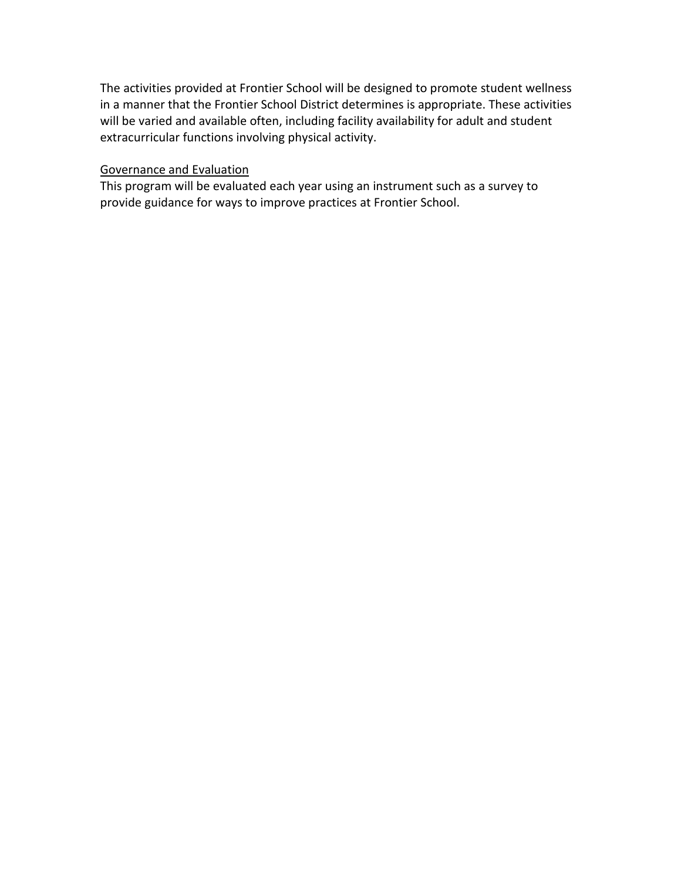The activities provided at Frontier School will be designed to promote student wellness in a manner that the Frontier School District determines is appropriate. These activities will be varied and available often, including facility availability for adult and student extracurricular functions involving physical activity.

## Governance and Evaluation

This program will be evaluated each year using an instrument such as a survey to provide guidance for ways to improve practices at Frontier School.